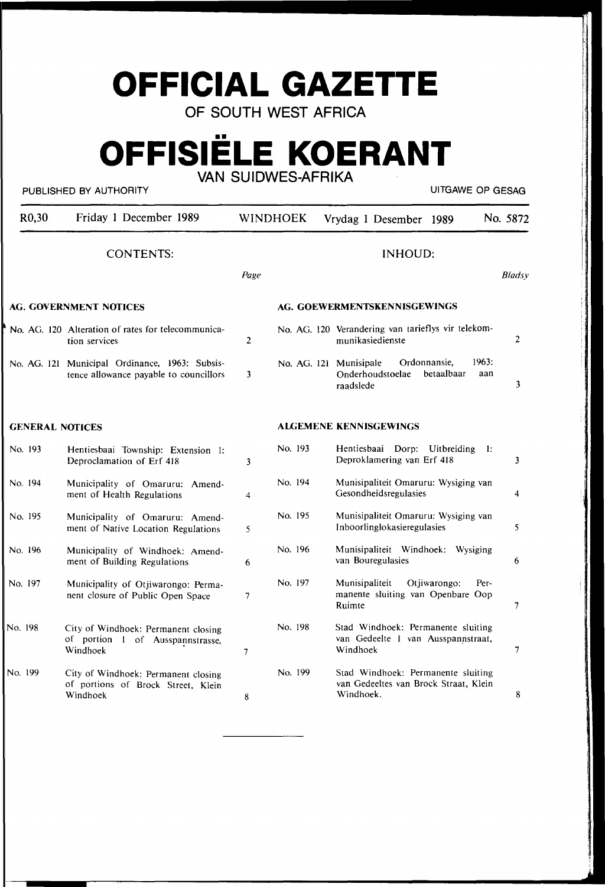# OFFICIAL GAZETTE

OF SOUTH WEST AFRICA

# OFFISIËLE KOERANT

VAN SUIDWES-AFRIKA

PUBLISHED BY AUTHORITY — UITGAWE OP GESAG

| R0,30 | Friday 1 December 1989 | WINDHOEK | Vrydag 1 Desember 1989 | No. 5872 |
|---|---|---|---|---|

## CONTENTS: / INHOUD:

| | | Page | | | Bladsy |
|---|---|---|---|---|---|
| **AG. GOVERNMENT NOTICES** | | | **AG. GOEWERMENTSKENNISGEWINGS** | | |
| No. AG. 120 | Alteration of rates for telecommunication services | 2 | No. AG. 120 | Verandering van tarieflys vir telekommunikasiedienste | 2 |
| No. AG. 121 | Municipal Ordinance, 1963: Subsistence allowance payable to councillors | 3 | No. AG. 121 | Munisipale Ordonnansie, 1963: Onderhoudstoelae betaalbaar aan raadslede | 3 |
| **GENERAL NOTICES** | | | **ALGEMENE KENNISGEWINGS** | | |
| No. 193 | Hentiesbaai Township: Extension 1: Deproclamation of Erf 418 | 3 | No. 193 | Hentiesbaai Dorp: Uitbreiding 1: Deproklamering van Erf 418 | 3 |
| No. 194 | Municipality of Omaruru: Amendment of Health Regulations | 4 | No. 194 | Munisipaliteit Omaruru: Wysiging van Gesondheidsregulasies | 4 |
| No. 195 | Municipality of Omaruru: Amendment of Native Location Regulations | 5 | No. 195 | Munisipaliteit Omaruru: Wysiging van Inboorlinglokasieregulasies | 5 |
| No. 196 | Municipality of Windhoek: Amendment of Building Regulations | 6 | No. 196 | Munisipaliteit Windhoek: Wysiging van Bouregulasies | 6 |
| No. 197 | Municipality of Otjiwarongo: Permanent closure of Public Open Space | 7 | No. 197 | Munisipaliteit Otjiwarongo: Permanente sluiting van Openbare Oop Ruimte | 7 |
| No. 198 | City of Windhoek: Permanent closing of portion 1 of Ausspannstrasse, Windhoek | 7 | No. 198 | Stad Windhoek: Permanente sluiting van Gedeelte 1 van Ausspannstraat, Windhoek | 7 |
| No. 199 | City of Windhoek: Permanent closing of portions of Brock Street, Klein Windhoek | 8 | No. 199 | Stad Windhoek: Permanente sluiting van Gedeeltes van Brock Straat, Klein Windhoek. | 8 |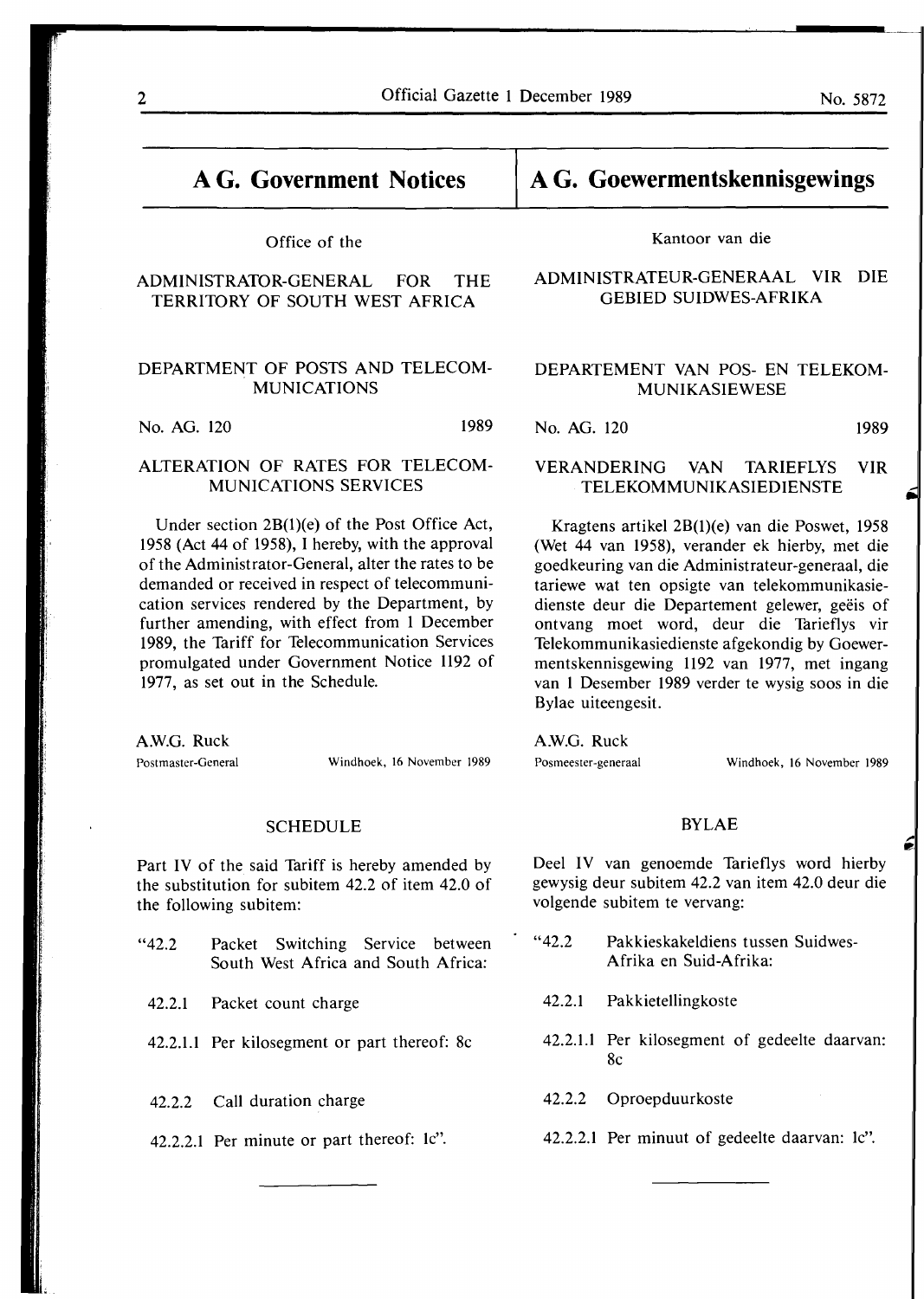# A G. Government Notices

Office of the

ADMINISTRATOR-GENERAL FOR THE TERRITORY OF SOUTH WEST AFRICA

DEPARTMENT OF POSTS AND TELECOMMUNICATIONS

No. AG. 120 1989

## ALTERATION OF RATES FOR TELECOMMUNICATIONS SERVICES

Under section 2B(1)(e) of the Post Office Act, 1958 (Act 44 of 1958), I hereby, with the approval of the Administrator-General, alter the rates to be demanded or received in respect of telecommunication services rendered by the Department, by further amending, with effect from 1 December 1989, the Tariff for Telecommunication Services promulgated under Government Notice 1192 of 1977, as set out in the Schedule.

A.W.G. Ruck
Postmaster-General

Windhoek, 16 November 1989

### SCHEDULE

Part IV of the said Tariff is hereby amended by the substitution for subitem 42.2 of item 42.0 of the following subitem:

"42.2 Packet Switching Service between South West Africa and South Africa:

42.2.1 Packet count charge

42.2.1.1 Per kilosegment or part thereof: 8c

42.2.2 Call duration charge

42.2.2.1 Per minute or part thereof: 1c".

---

# A G. Goewermentskennisgewings

Kantoor van die

ADMINISTRATEUR-GENERAAL VIR DIE GEBIED SUIDWES-AFRIKA

DEPARTEMENT VAN POS- EN TELEKOMMUNIKASIEWESE

No. AG. 120 1989

## VERANDERING VAN TARIEFLYS VIR TELEKOMMUNIKASIEDIENSTE

Kragtens artikel 2B(1)(e) van die Poswet, 1958 (Wet 44 van 1958), verander ek hierby, met die goedkeuring van die Administrateur-generaal, die tariewe wat ten opsigte van telekommunikasiedienste deur die Departement gelewer, geëis of ontvang moet word, deur die Tarieflys vir Telekommunikasiedienste afgekondig by Goewermentskennisgewing 1192 van 1977, met ingang van 1 Desember 1989 verder te wysig soos in die Bylae uiteengesit.

A.W.G. Ruck
Posmeester-generaal

Windhoek, 16 November 1989

### BYLAE

Deel IV van genoemde Tarieflys word hierby gewysig deur subitem 42.2 van item 42.0 deur die volgende subitem te vervang:

"42.2 Pakkieskakeldiens tussen Suidwes-Afrika en Suid-Afrika:

42.2.1 Pakkietellingkoste

42.2.1.1 Per kilosegment of gedeelte daarvan: 8c

42.2.2 Oproepduurkoste

42.2.2.1 Per minuut of gedeelte daarvan: 1c".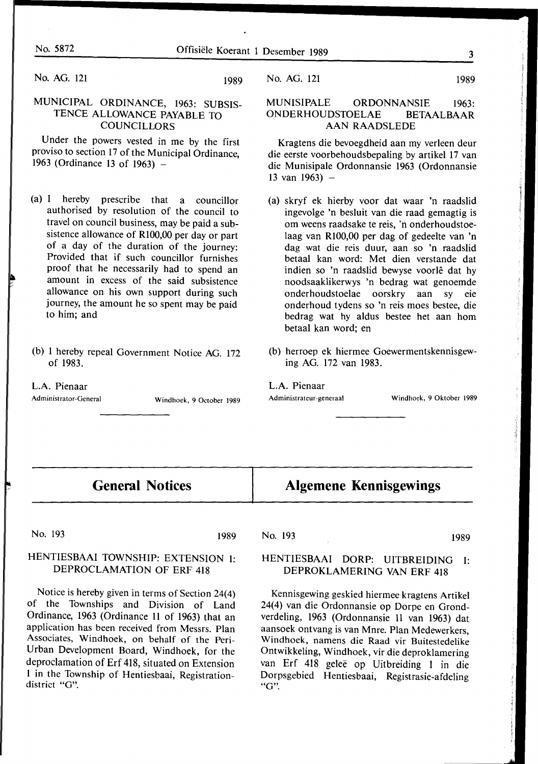No. AG. 121 1989

## MUNICIPAL ORDINANCE, 1963: SUBSISTENCE ALLOWANCE PAYABLE TO COUNCILLORS

Under the powers vested in me by the first proviso to section 17 of the Municipal Ordinance, 1963 (Ordinance 13 of 1963) –

(a) I hereby prescribe that a councillor authorised by resolution of the council to travel on council business, may be paid a subsistence allowance of R100,00 per day or part of a day of the duration of the journey: Provided that if such councillor furnishes proof that he necessarily had to spend an amount in excess of the said subsistence allowance on his own support during such journey, the amount he so spent may be paid to him; and

(b) I hereby repeal Government Notice AG. 172 of 1983.

L.A. Pienaar
Administrator-General

Windhoek, 9 October 1989

No. AG. 121 1989

## MUNISIPALE ORDONNANSIE 1963: ONDERHOUDSTOELAE BETAALBAAR AAN RAADSLEDE

Kragtens die bevoegdheid aan my verleen deur die eerste voorbehoudsbepaling by artikel 17 van die Munisipale Ordonnansie 1963 (Ordonnansie 13 van 1963) –

(a) skryf ek hierby voor dat waar 'n raadslid ingevolge 'n besluit van die raad gemagtig is om weens raadsake te reis, 'n onderhoudstoelaag van R100,00 per dag of gedeelte van 'n dag wat die reis duur, aan so 'n raadslid betaal kan word: Met dien verstande dat indien so 'n raadslid bewyse voorlê dat hy noodsaaklikerwys 'n bedrag wat genoemde onderhoudstoelae oorskry aan sy eie onderhoud tydens so 'n reis moes bestee, die bedrag wat hy aldus bestee het aan hom betaal kan word; en

(b) herroep ek hiermee Goewermentskennisgewing AG. 172 van 1983.

L.A. Pienaar
Administrateur-generaal

Windhoek, 9 Oktober 1989

# General Notices

# Algemene Kennisgewings

No. 193 1989

## HENTIESBAAI TOWNSHIP: EXTENSION 1: DEPROCLAMATION OF ERF 418

Notice is hereby given in terms of Section 24(4) of the Townships and Division of Land Ordinance, 1963 (Ordinance 11 of 1963) that an application has been received from Messrs. Plan Associates, Windhoek, on behalf of the Peri-Urban Development Board, Windhoek, for the deproclamation of Erf 418, situated on Extension 1 in the Township of Hentiesbaai, Registration-district "G".

No. 193 1989

## HENTIESBAAI DORP: UITBREIDING 1: DEPROKLAMERING VAN ERF 418

Kennisgewing geskied hiermee kragtens Artikel 24(4) van die Ordonnansie op Dorpe en Grondverdeling, 1963 (Ordonnansie 11 van 1963) dat aansoek ontvang is van Mnre. Plan Medewerkers, Windhoek, namens die Raad vir Buitestedelike Ontwikkeling, Windhoek, vir die deproklamering van Erf 418 geleë op Uitbreiding 1 in die Dorpsgebied Hentiesbaai, Registrasie-afdeling "G".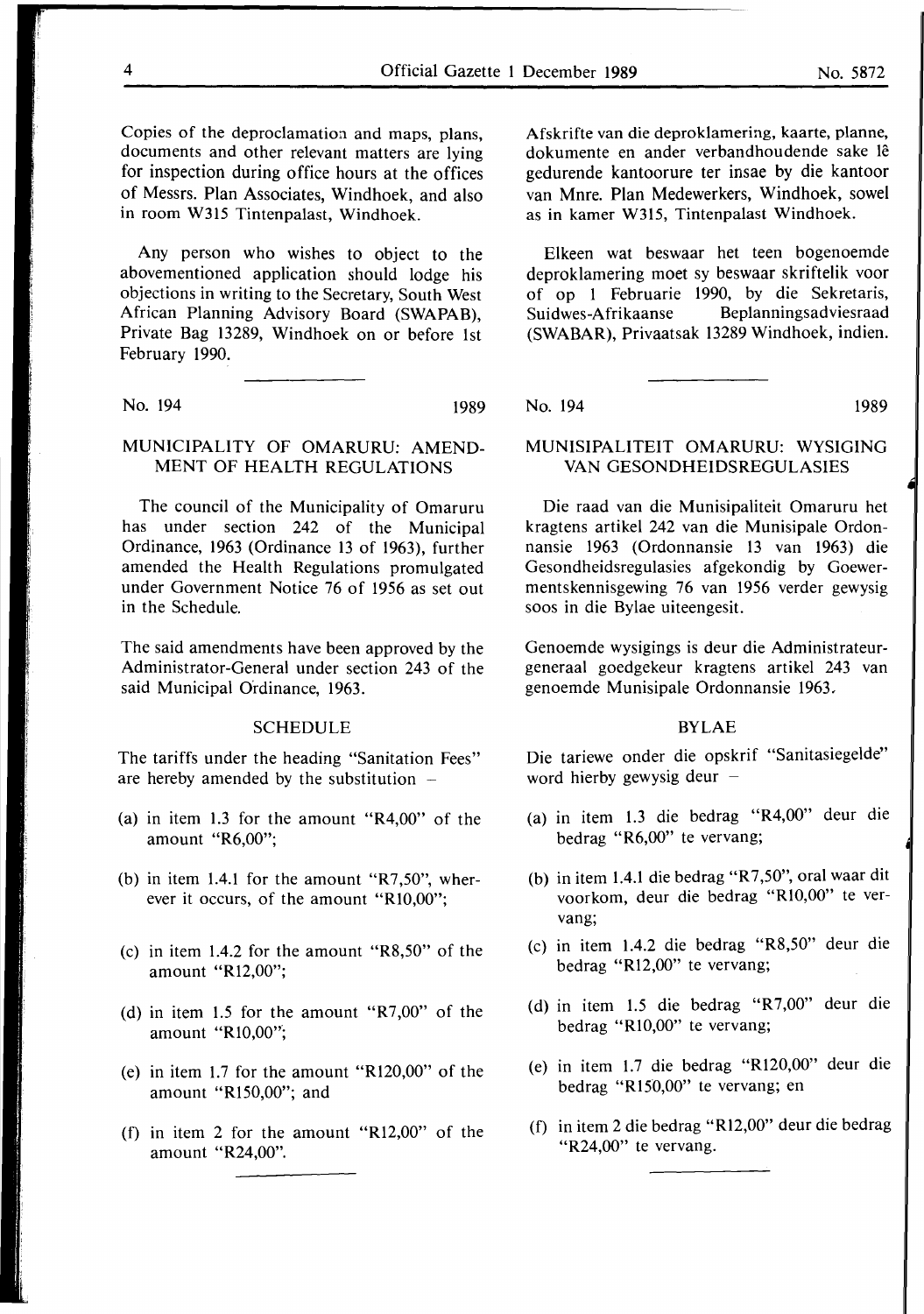Copies of the deproclamation and maps, plans, documents and other relevant matters are lying for inspection during office hours at the offices of Messrs. Plan Associates, Windhoek, and also in room W315 Tintenpalast, Windhoek.

Any person who wishes to object to the abovementioned application should lodge his objections in writing to the Secretary, South West African Planning Advisory Board (SWAPAB), Private Bag 13289, Windhoek on or before 1st February 1990.

Afskrifte van die deproklamering, kaarte, planne, dokumente en ander verbandhoudende sake lê gedurende kantoorure ter insae by die kantoor van Mnre. Plan Medewerkers, Windhoek, sowel as in kamer W315, Tintenpalast Windhoek.

Elkeen wat beswaar het teen bogenoemde deproklamering moet sy beswaar skriftelik voor of op 1 Februarie 1990, by die Sekretaris, Suidwes-Afrikaanse Beplanningsadviesraad (SWABAR), Privaatsak 13289 Windhoek, indien.

---

No. 194 1989

## MUNICIPALITY OF OMARURU: AMENDMENT OF HEALTH REGULATIONS

The council of the Municipality of Omaruru has under section 242 of the Municipal Ordinance, 1963 (Ordinance 13 of 1963), further amended the Health Regulations promulgated under Government Notice 76 of 1956 as set out in the Schedule.

The said amendments have been approved by the Administrator-General under section 243 of the said Municipal Ordinance, 1963.

### SCHEDULE

The tariffs under the heading "Sanitation Fees" are hereby amended by the substitution –

(a) in item 1.3 for the amount "R4,00" of the amount "R6,00";

(b) in item 1.4.1 for the amount "R7,50", wherever it occurs, of the amount "R10,00";

(c) in item 1.4.2 for the amount "R8,50" of the amount "R12,00";

(d) in item 1.5 for the amount "R7,00" of the amount "R10,00";

(e) in item 1.7 for the amount "R120,00" of the amount "R150,00"; and

(f) in item 2 for the amount "R12,00" of the amount "R24,00".

---

No. 194 1989

## MUNISIPALITEIT OMARURU: WYSIGING VAN GESONDHEIDSREGULASIES

Die raad van die Munisipaliteit Omaruru het kragtens artikel 242 van die Munisipale Ordonnansie 1963 (Ordonnansie 13 van 1963) die Gesondheidsregulasies afgekondig by Goewermentskennisgewing 76 van 1956 verder gewysig soos in die Bylae uiteengesit.

Genoemde wysigings is deur die Administrateurgeneraal goedgekeur kragtens artikel 243 van genoemde Munisipale Ordonnansie 1963.

### BYLAE

Die tariewe onder die opskrif "Sanitasiegelde" word hierby gewysig deur –

(a) in item 1.3 die bedrag "R4,00" deur die bedrag "R6,00" te vervang;

(b) in item 1.4.1 die bedrag "R7,50", oral waar dit voorkom, deur die bedrag "R10,00" te vervang;

(c) in item 1.4.2 die bedrag "R8,50" deur die bedrag "R12,00" te vervang;

(d) in item 1.5 die bedrag "R7,00" deur die bedrag "R10,00" te vervang;

(e) in item 1.7 die bedrag "R120,00" deur die bedrag "R150,00" te vervang; en

(f) in item 2 die bedrag "R12,00" deur die bedrag "R24,00" te vervang.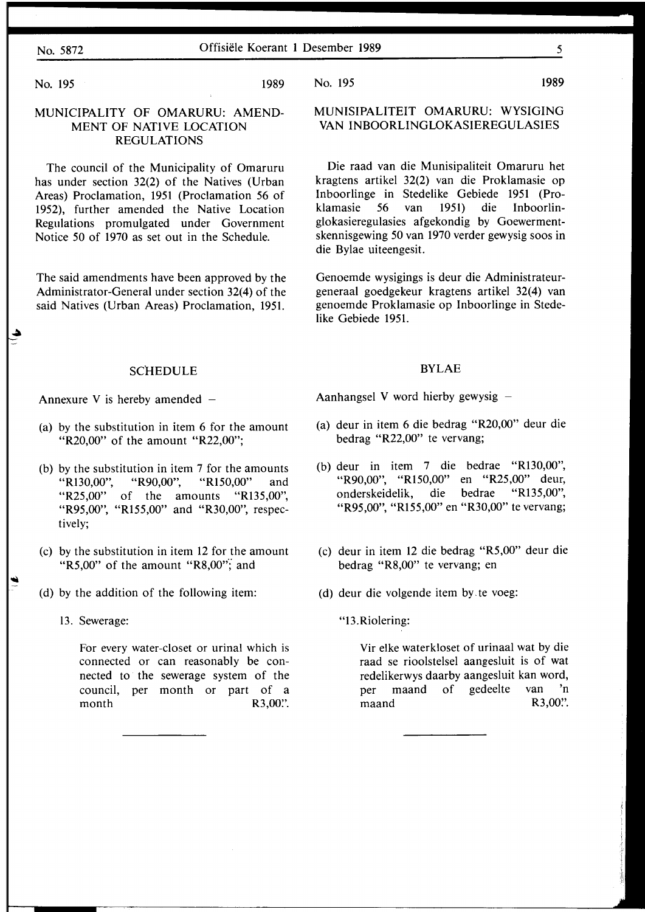No. 195 1989

## MUNICIPALITY OF OMARURU: AMENDMENT OF NATIVE LOCATION REGULATIONS

The council of the Municipality of Omaruru has under section 32(2) of the Natives (Urban Areas) Proclamation, 1951 (Proclamation 56 of 1952), further amended the Native Location Regulations promulgated under Government Notice 50 of 1970 as set out in the Schedule.

The said amendments have been approved by the Administrator-General under section 32(4) of the said Natives (Urban Areas) Proclamation, 1951.

### SCHEDULE

Annexure V is hereby amended –

(a) by the substitution in item 6 for the amount "R20,00" of the amount "R22,00";

(b) by the substitution in item 7 for the amounts "R130,00", "R90,00", "R150,00" and "R25,00" of the amounts "R135,00", "R95,00", "R155,00" and "R30,00", respectively;

(c) by the substitution in item 12 for the amount "R5,00" of the amount "R8,00"; and

(d) by the addition of the following item:

13. Sewerage:

For every water-closet or urinal which is connected or can reasonably be connected to the sewerage system of the council, per month or part of a month R3,00".

---

No. 195 1989

## MUNISIPALITEIT OMARURU: WYSIGING VAN INBOORLINGLOKASIEREGULASIES

Die raad van die Munisipaliteit Omaruru het kragtens artikel 32(2) van die Proklamasie op Inboorlinge in Stedelike Gebiede 1951 (Proklamasie 56 van 1951) die Inboorlinglokasieregulasies afgekondig by Goewermentskennisgewing 50 van 1970 verder gewysig soos in die Bylae uiteengesit.

Genoemde wysigings is deur die Administrateur-generaal goedgekeur kragtens artikel 32(4) van genoemde Proklamasie op Inboorlinge in Stedelike Gebiede 1951.

### BYLAE

Aanhangsel V word hierby gewysig –

(a) deur in item 6 die bedrag "R20,00" deur die bedrag "R22,00" te vervang;

(b) deur in item 7 die bedrae "R130,00", "R90,00", "R150,00" en "R25,00" deur, onderskeidelik, die bedrae "R135,00", "R95,00", "R155,00" en "R30,00" te vervang;

(c) deur in item 12 die bedrag "R5,00" deur die bedrag "R8,00" te vervang; en

(d) deur die volgende item by te voeg:

"13. Riolering:

Vir elke waterkloset of urinaal wat by die raad se rioolstelsel aangesluit is of wat redelikerwys daarby aangesluit kan word, per maand of gedeelte van 'n maand R3,00".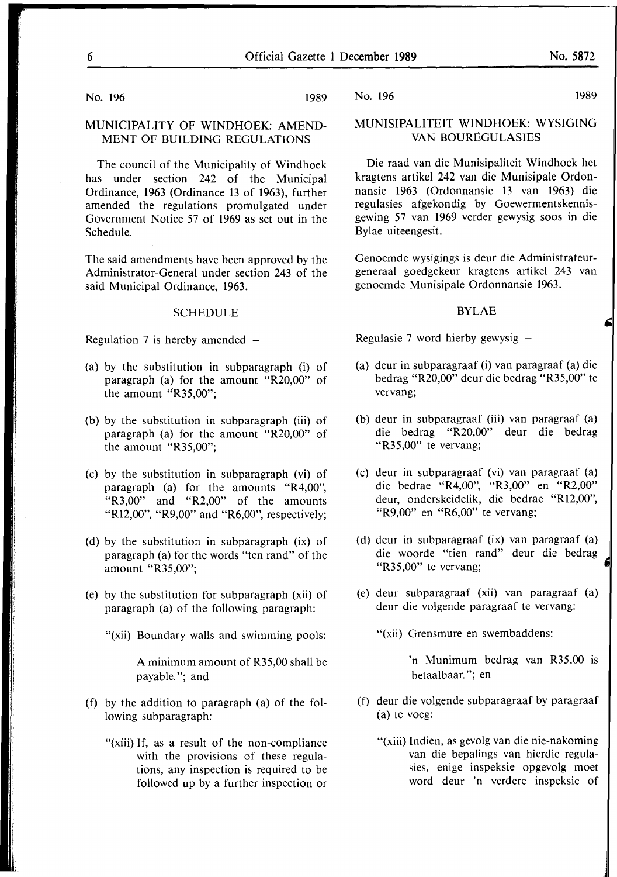No. 196 1989

## MUNICIPALITY OF WINDHOEK: AMENDMENT OF BUILDING REGULATIONS

The council of the Municipality of Windhoek has under section 242 of the Municipal Ordinance, 1963 (Ordinance 13 of 1963), further amended the regulations promulgated under Government Notice 57 of 1969 as set out in the Schedule.

The said amendments have been approved by the Administrator-General under section 243 of the said Municipal Ordinance, 1963.

### SCHEDULE

Regulation 7 is hereby amended –

(a) by the substitution in subparagraph (i) of paragraph (a) for the amount "R20,00" of the amount "R35,00";

(b) by the substitution in subparagraph (iii) of paragraph (a) for the amount "R20,00" of the amount "R35,00";

(c) by the substitution in subparagraph (vi) of paragraph (a) for the amounts "R4,00", "R3,00" and "R2,00" of the amounts "R12,00", "R9,00" and "R6,00", respectively;

(d) by the substitution in subparagraph (ix) of paragraph (a) for the words "ten rand" of the amount "R35,00";

(e) by the substitution for subparagraph (xii) of paragraph (a) of the following paragraph:

"(xii) Boundary walls and swimming pools:

A minimum amount of R35,00 shall be payable."; and

(f) by the addition to paragraph (a) of the following subparagraph:

"(xiii) If, as a result of the non-compliance with the provisions of these regulations, any inspection is required to be followed up by a further inspection or

No. 196 1989

## MUNISIPALITEIT WINDHOEK: WYSIGING VAN BOUREGULASIES

Die raad van die Munisipaliteit Windhoek het kragtens artikel 242 van die Munisipale Ordonnansie 1963 (Ordonnansie 13 van 1963) die regulasies afgekondig by Goewermentskennisgewing 57 van 1969 verder gewysig soos in die Bylae uiteengesit.

Genoemde wysigings is deur die Administrateur-generaal goedgekeur kragtens artikel 243 van genoemde Munisipale Ordonnansie 1963.

### BYLAE

Regulasie 7 word hierby gewysig –

(a) deur in subparagraaf (i) van paragraaf (a) die bedrag "R20,00" deur die bedrag "R35,00" te vervang;

(b) deur in subparagraaf (iii) van paragraaf (a) die bedrag "R20,00" deur die bedrag "R35,00" te vervang;

(c) deur in subparagraaf (vi) van paragraaf (a) die bedrae "R4,00", "R3,00" en "R2,00" deur, onderskeidelik, die bedrae "R12,00", "R9,00" en "R6,00" te vervang;

(d) deur in subparagraaf (ix) van paragraaf (a) die woorde "tien rand" deur die bedrag "R35,00" te vervang;

(e) deur subparagraaf (xii) van paragraaf (a) deur die volgende paragraaf te vervang:

"(xii) Grensmure en swembaddens:

'n Munimum bedrag van R35,00 is betaalbaar."; en

(f) deur die volgende subparagraaf by paragraaf (a) te voeg:

"(xiii) Indien, as gevolg van die nie-nakoming van die bepalings van hierdie regulasies, enige inspeksie opgevolg moet word deur 'n verdere inspeksie of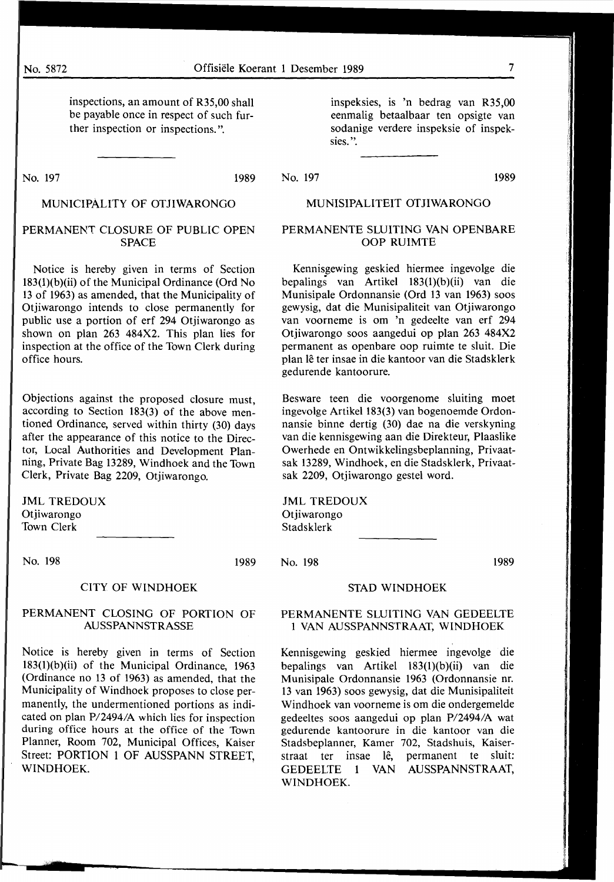inspections, an amount of R35,00 shall be payable once in respect of such further inspection or inspections.".

inspeksies, is 'n bedrag van R35,00 eenmalig betaalbaar ten opsigte van sodanige verdere inspeksie of inspeksies.".

---

No. 197 1989

## MUNICIPALITY OF OTJIWARONGO

### PERMANENT CLOSURE OF PUBLIC OPEN SPACE

Notice is hereby given in terms of Section 183(1)(b)(ii) of the Municipal Ordinance (Ord No 13 of 1963) as amended, that the Municipality of Otjiwarongo intends to close permanently for public use a portion of erf 294 Otjiwarongo as shown on plan 263 484X2. This plan lies for inspection at the office of the Town Clerk during office hours.

Objections against the proposed closure must, according to Section 183(3) of the above mentioned Ordinance, served within thirty (30) days after the appearance of this notice to the Director, Local Authorities and Development Planning, Private Bag 13289, Windhoek and the Town Clerk, Private Bag 2209, Otjiwarongo.

JML TREDOUX
Otjiwarongo
Town Clerk

No. 197 1989

## MUNISIPALITEIT OTJIWARONGO

### PERMANENTE SLUITING VAN OPENBARE OOP RUIMTE

Kennisgewing geskied hiermee ingevolge die bepalings van Artikel 183(1)(b)(ii) van die Munisipale Ordonnansie (Ord 13 van 1963) soos gewysig, dat die Munisipaliteit van Otjiwarongo van voorneme is om 'n gedeelte van erf 294 Otjiwarongo soos aangedui op plan 263 484X2 permanent as openbare oop ruimte te sluit. Die plan lê ter insae in die kantoor van die Stadsklerk gedurende kantoorure.

Besware teen die voorgenome sluiting moet ingevolge Artikel 183(3) van bogenoemde Ordonnansie binne dertig (30) dae na die verskyning van die kennisgewing aan die Direkteur, Plaaslike Owerhede en Ontwikkelingsbeplanning, Privaatsak 13289, Windhoek, en die Stadsklerk, Privaatsak 2209, Otjiwarongo gestel word.

JML TREDOUX
Otjiwarongo
Stadsklerk

---

No. 198 1989

## CITY OF WINDHOEK

### PERMANENT CLOSING OF PORTION OF AUSSPANNSTRASSE

Notice is hereby given in terms of Section 183(1)(b)(ii) of the Municipal Ordinance, 1963 (Ordinance no 13 of 1963) as amended, that the Municipality of Windhoek proposes to close permanently, the undermentioned portions as indicated on plan P/2494/A which lies for inspection during office hours at the office of the Town Planner, Room 702, Municipal Offices, Kaiser Street: PORTION 1 OF AUSSPANN STREET, WINDHOEK.

No. 198 1989

## STAD WINDHOEK

### PERMANENTE SLUITING VAN GEDEELTE 1 VAN AUSSPANNSTRAAT, WINDHOEK

Kennisgewing geskied hiermee ingevolge die bepalings van Artikel 183(1)(b)(ii) van die Munisipale Ordonnansie 1963 (Ordonnansie nr. 13 van 1963) soos gewysig, dat die Munisipaliteit Windhoek van voorneme is om die ondergemelde gedeeltes soos aangedui op plan P/2494/A wat gedurende kantoorure in die kantoor van die Stadsbeplanner, Kamer 702, Stadshuis, Kaiserstraat ter insae lê, permanent te sluit: GEDEELTE 1 VAN AUSSPANNSTRAAT, WINDHOEK.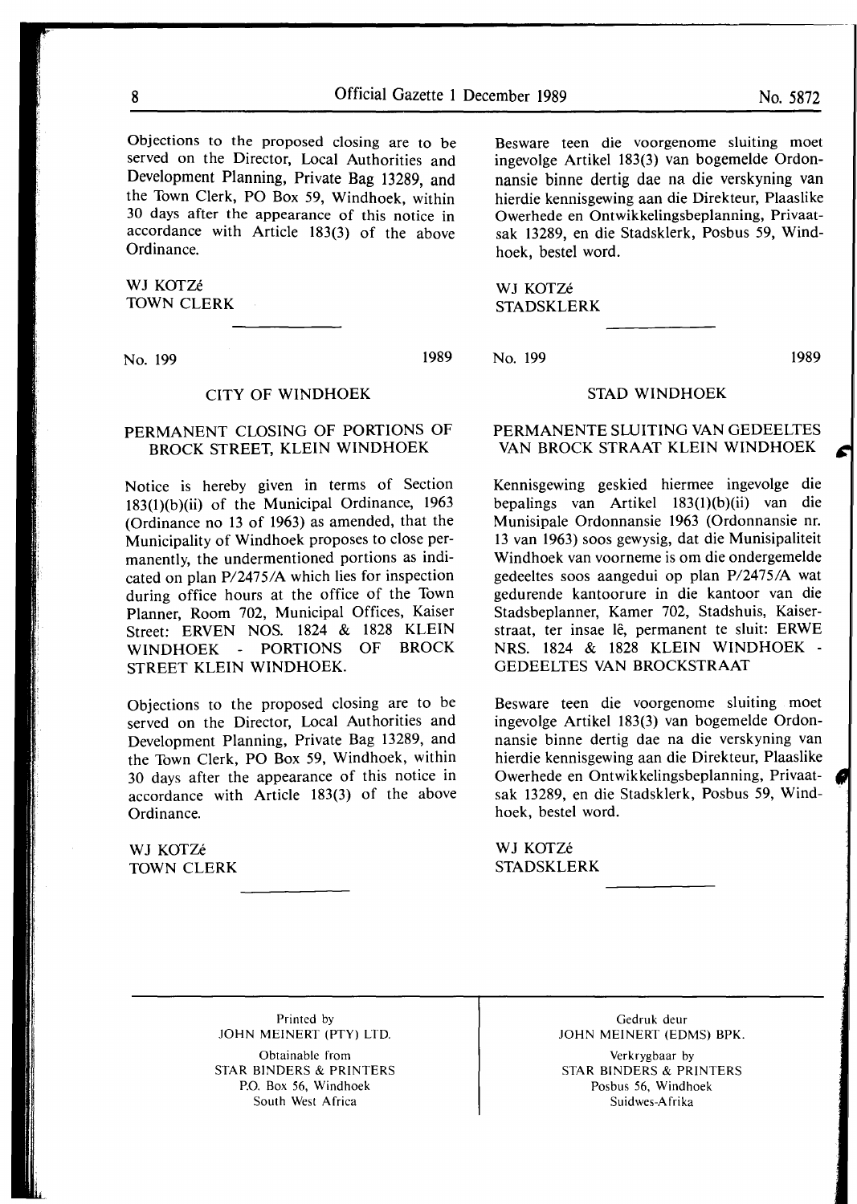Objections to the proposed closing are to be served on the Director, Local Authorities and Development Planning, Private Bag 13289, and the Town Clerk, PO Box 59, Windhoek, within 30 days after the appearance of this notice in accordance with Article 183(3) of the above Ordinance.

WJ KOTZé
TOWN CLERK

Besware teen die voorgenome sluiting moet ingevolge Artikel 183(3) van bogemelde Ordonnansie binne dertig dae na die verskyning van hierdie kennisgewing aan die Direkteur, Plaaslike Owerhede en Ontwikkelingsbeplanning, Privaatsak 13289, en die Stadsklerk, Posbus 59, Windhoek, bestel word.

WJ KOTZé
STADSKLERK

---

No. 199 1989

CITY OF WINDHOEK

PERMANENT CLOSING OF PORTIONS OF BROCK STREET, KLEIN WINDHOEK

Notice is hereby given in terms of Section 183(1)(b)(ii) of the Municipal Ordinance, 1963 (Ordinance no 13 of 1963) as amended, that the Municipality of Windhoek proposes to close permanently, the undermentioned portions as indicated on plan P/2475/A which lies for inspection during office hours at the office of the Town Planner, Room 702, Municipal Offices, Kaiser Street: ERVEN NOS. 1824 & 1828 KLEIN WINDHOEK - PORTIONS OF BROCK STREET KLEIN WINDHOEK.

Objections to the proposed closing are to be served on the Director, Local Authorities and Development Planning, Private Bag 13289, and the Town Clerk, PO Box 59, Windhoek, within 30 days after the appearance of this notice in accordance with Article 183(3) of the above Ordinance.

WJ KOTZé
TOWN CLERK

No. 199 1989

STAD WINDHOEK

PERMANENTE SLUITING VAN GEDEELTES VAN BROCK STRAAT KLEIN WINDHOEK

Kennisgewing geskied hiermee ingevolge die bepalings van Artikel 183(1)(b)(ii) van die Munisipale Ordonnansie 1963 (Ordonnansie nr. 13 van 1963) soos gewysig, dat die Munisipaliteit Windhoek van voorneme is om die ondergemelde gedeeltes soos aangedui op plan P/2475/A wat gedurende kantoorure in die kantoor van die Stadsbeplanner, Kamer 702, Stadshuis, Kaiserstraat, ter insae lê, permanent te sluit: ERWE NRS. 1824 & 1828 KLEIN WINDHOEK - GEDEELTES VAN BROCKSTRAAT

Besware teen die voorgenome sluiting moet ingevolge Artikel 183(3) van bogemelde Ordonnansie binne dertig dae na die verskyning van hierdie kennisgewing aan die Direkteur, Plaaslike Owerhede en Ontwikkelingsbeplanning, Privaatsak 13289, en die Stadsklerk, Posbus 59, Windhoek, bestel word.

WJ KOTZé
STADSKLERK

---

Printed by
JOHN MEINERT (PTY) LTD.
Obtainable from
STAR BINDERS & PRINTERS
P.O. Box 56, Windhoek
South West Africa

Gedruk deur
JOHN MEINERT (EDMS) BPK.
Verkrygbaar by
STAR BINDERS & PRINTERS
Posbus 56, Windhoek
Suidwes-Afrika